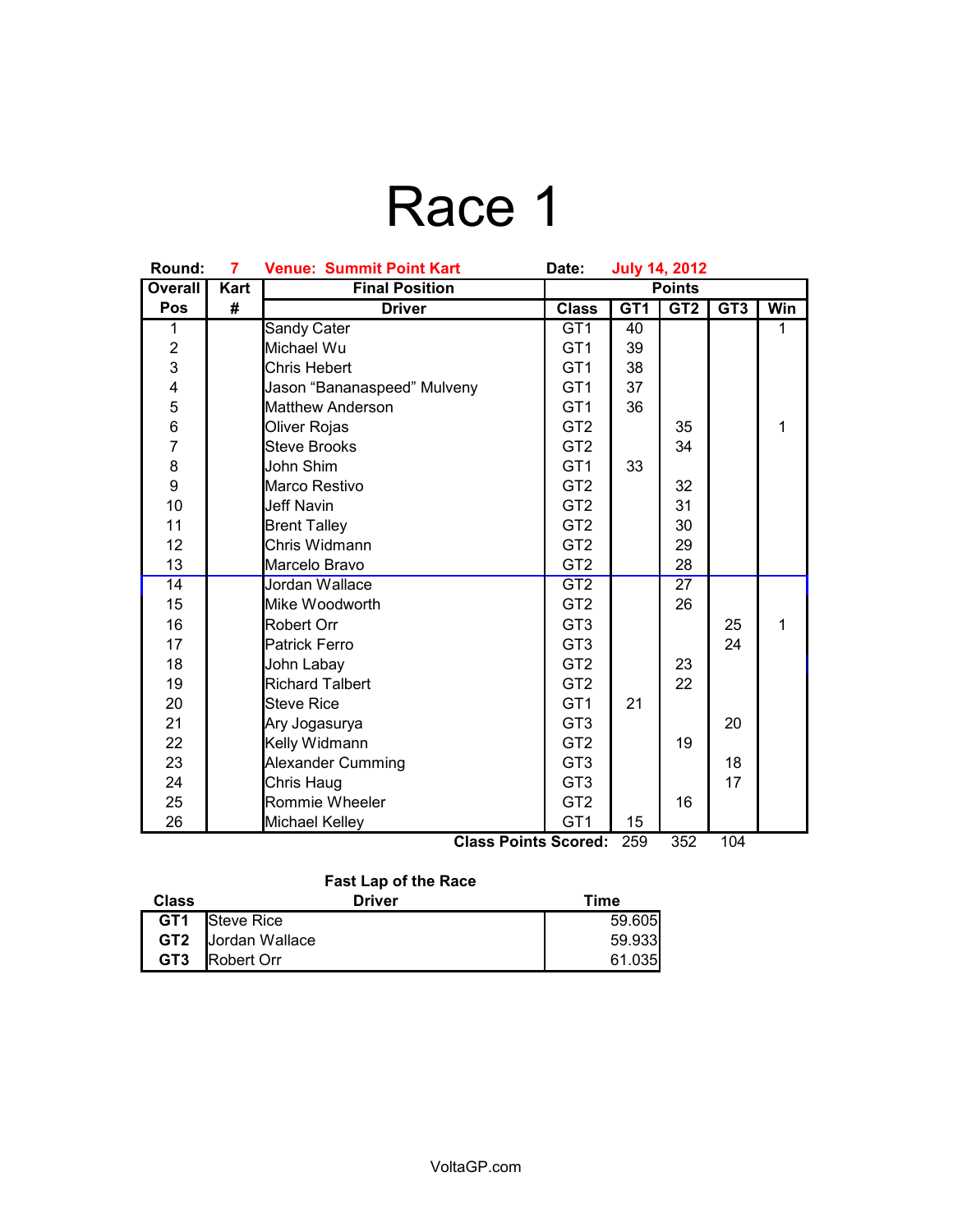# Race 1

| Round: | 7 | Venue: Summit Point Kart | Date: | July 14, 2012 | | | |
|---|---|---|---|---|---|---|---|
| Overall Pos | Kart # | Final Position Driver | Points Class | GT1 | GT2 | GT3 | Win |
| 1 | | Sandy Cater | GT1 | 40 | | | 1 |
| 2 | | Michael Wu | GT1 | 39 | | | |
| 3 | | Chris Hebert | GT1 | 38 | | | |
| 4 | | Jason “Bananaspeed” Mulveny | GT1 | 37 | | | |
| 5 | | Matthew Anderson | GT1 | 36 | | | |
| 6 | | Oliver Rojas | GT2 | | 35 | | 1 |
| 7 | | Steve Brooks | GT2 | | 34 | | |
| 8 | | John Shim | GT1 | 33 | | | |
| 9 | | Marco Restivo | GT2 | | 32 | | |
| 10 | | Jeff Navin | GT2 | | 31 | | |
| 11 | | Brent Talley | GT2 | | 30 | | |
| 12 | | Chris Widmann | GT2 | | 29 | | |
| 13 | | Marcelo Bravo | GT2 | | 28 | | |
| 14 | | Jordan Wallace | GT2 | | 27 | | |
| 15 | | Mike Woodworth | GT2 | | 26 | | |
| 16 | | Robert Orr | GT3 | | | 25 | 1 |
| 17 | | Patrick Ferro | GT3 | | | 24 | |
| 18 | | John Labay | GT2 | | 23 | | |
| 19 | | Richard Talbert | GT2 | | 22 | | |
| 20 | | Steve Rice | GT1 | 21 | | | |
| 21 | | Ary Jogasurya | GT3 | | | 20 | |
| 22 | | Kelly Widmann | GT2 | | 19 | | |
| 23 | | Alexander Cumming | GT3 | | | 18 | |
| 24 | | Chris Haug | GT3 | | | 17 | |
| 25 | | Rommie Wheeler | GT2 | | 16 | | |
| 26 | | Michael Kelley | GT1 | 15 | | | |
| | | | Class Points Scored: | 259 | 352 | 104 | |

**Fast Lap of the Race**

| Class | Driver | Time |
|---|---|---|
| GT1 | Steve Rice | 59.605 |
| GT2 | Jordan Wallace | 59.933 |
| GT3 | Robert Orr | 61.035 |

VoltaGP.com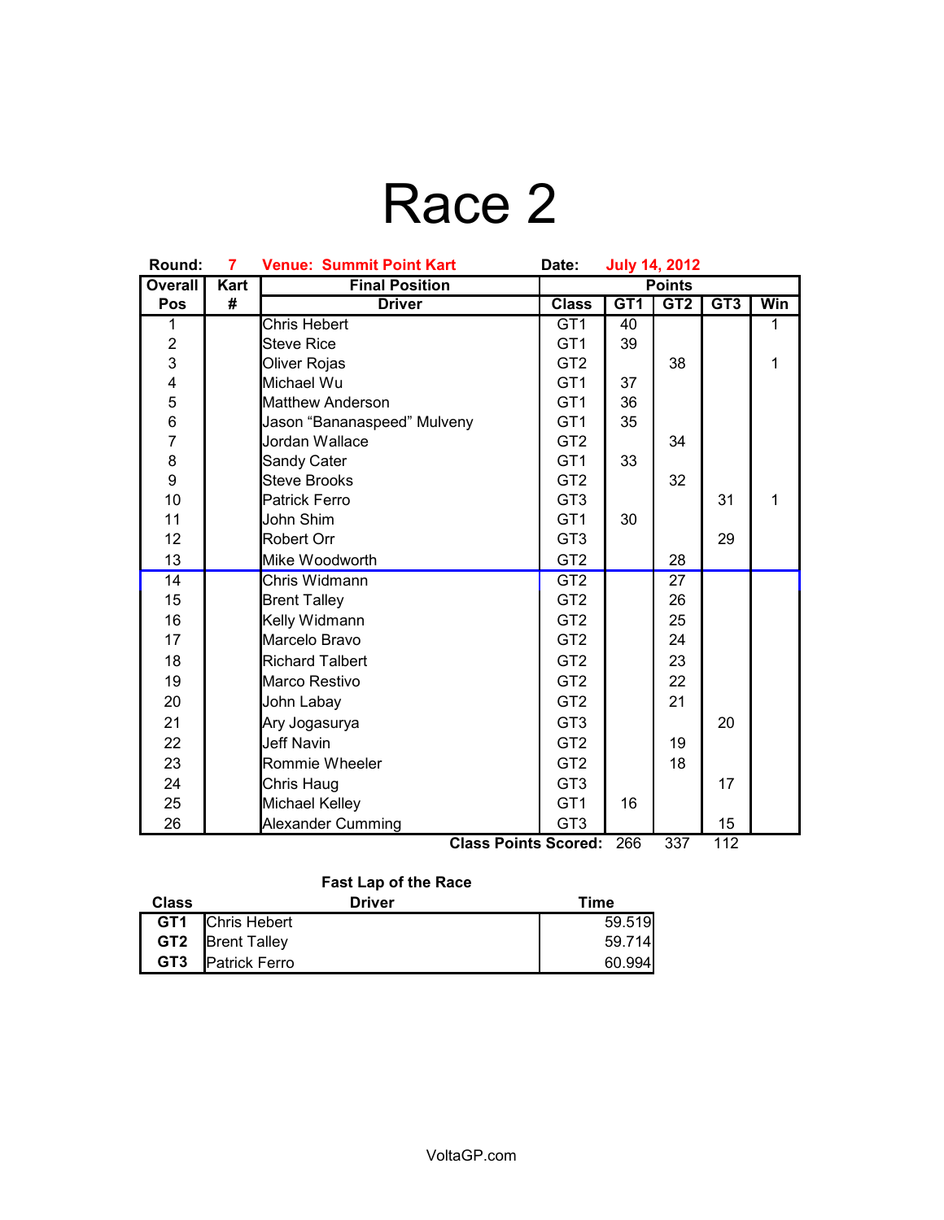# Race 2

**Round:** 7 **Venue: Summit Point Kart** **Date:** July 14, 2012

| Overall Pos | Kart # | Final Position Driver | Points Class | GT1 | GT2 | GT3 | Win |
|---|---|---|---|---|---|---|---|
| 1 | | Chris Hebert | GT1 | 40 | | | 1 |
| 2 | | Steve Rice | GT1 | 39 | | | |
| 3 | | Oliver Rojas | GT2 | | 38 | | 1 |
| 4 | | Michael Wu | GT1 | 37 | | | |
| 5 | | Matthew Anderson | GT1 | 36 | | | |
| 6 | | Jason "Bananaspeed" Mulveny | GT1 | 35 | | | |
| 7 | | Jordan Wallace | GT2 | | 34 | | |
| 8 | | Sandy Cater | GT1 | 33 | | | |
| 9 | | Steve Brooks | GT2 | | 32 | | |
| 10 | | Patrick Ferro | GT3 | | | 31 | 1 |
| 11 | | John Shim | GT1 | 30 | | | |
| 12 | | Robert Orr | GT3 | | | 29 | |
| 13 | | Mike Woodworth | GT2 | | 28 | | |
| 14 | | Chris Widmann | GT2 | | 27 | | |
| 15 | | Brent Talley | GT2 | | 26 | | |
| 16 | | Kelly Widmann | GT2 | | 25 | | |
| 17 | | Marcelo Bravo | GT2 | | 24 | | |
| 18 | | Richard Talbert | GT2 | | 23 | | |
| 19 | | Marco Restivo | GT2 | | 22 | | |
| 20 | | John Labay | GT2 | | 21 | | |
| 21 | | Ary Jogasurya | GT3 | | | 20 | |
| 22 | | Jeff Navin | GT2 | | 19 | | |
| 23 | | Rommie Wheeler | GT2 | | 18 | | |
| 24 | | Chris Haug | GT3 | | | 17 | |
| 25 | | Michael Kelley | GT1 | 16 | | | |
| 26 | | Alexander Cumming | GT3 | | | 15 | |
| | | | **Class Points Scored:** | 266 | 337 | 112 | |

**Fast Lap of the Race**

| Class | Driver | Time |
|---|---|---|
| **GT1** | Chris Hebert | 59.519 |
| **GT2** | Brent Talley | 59.714 |
| **GT3** | Patrick Ferro | 60.994 |

VoltaGP.com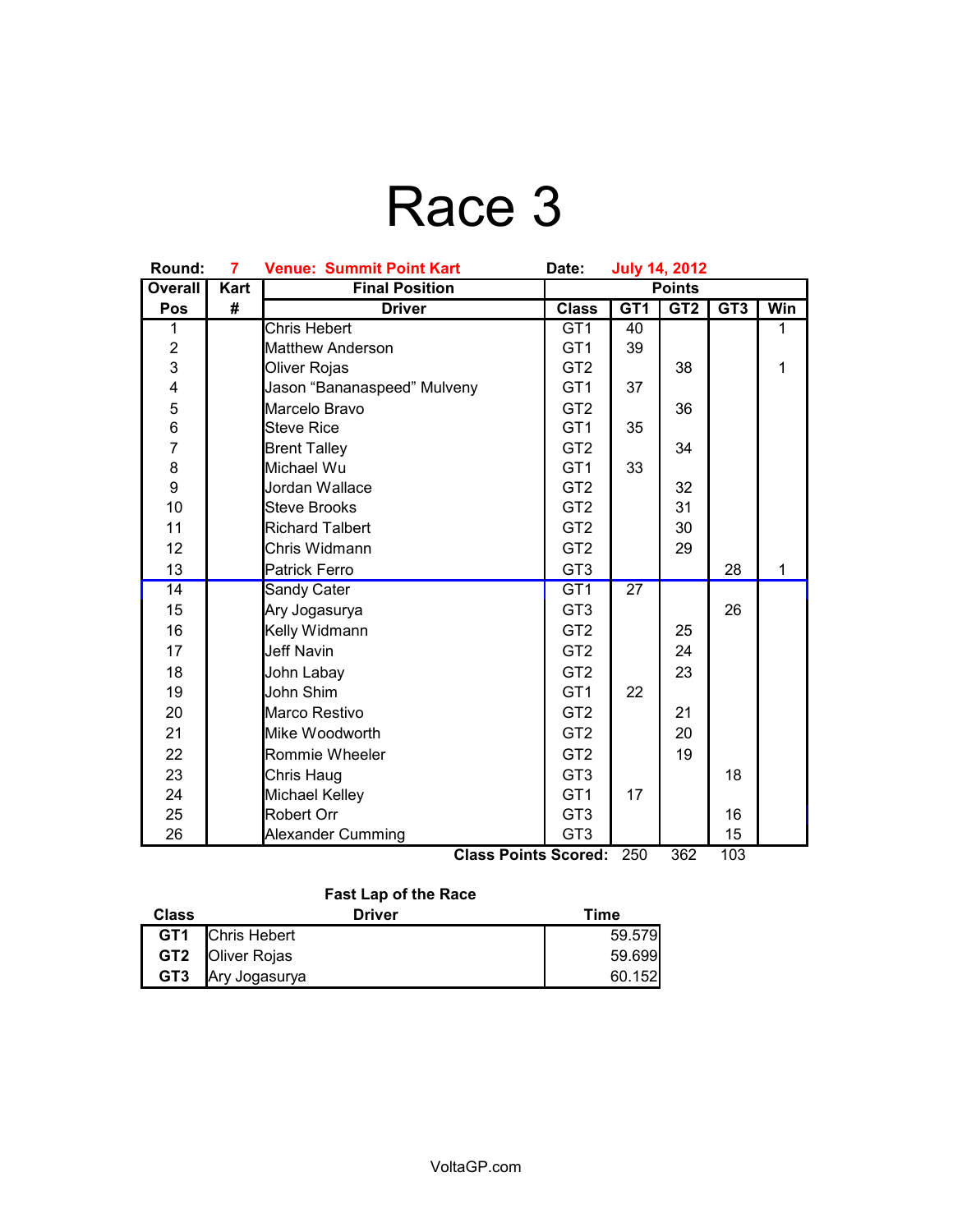# Race 3

**Round:** 7 **Venue: Summit Point Kart** **Date:** July 14, 2012

| Overall | Kart | Final Position | Points | | | | |
|---|---|---|---|---|---|---|---|
| **Pos** | **#** | **Driver** | **Class** | **GT1** | **GT2** | **GT3** | **Win** |
| 1 | | Chris Hebert | GT1 | 40 | | | 1 |
| 2 | | Matthew Anderson | GT1 | 39 | | | |
| 3 | | Oliver Rojas | GT2 | | 38 | | 1 |
| 4 | | Jason “Bananaspeed” Mulveny | GT1 | 37 | | | |
| 5 | | Marcelo Bravo | GT2 | | 36 | | |
| 6 | | Steve Rice | GT1 | 35 | | | |
| 7 | | Brent Talley | GT2 | | 34 | | |
| 8 | | Michael Wu | GT1 | 33 | | | |
| 9 | | Jordan Wallace | GT2 | | 32 | | |
| 10 | | Steve Brooks | GT2 | | 31 | | |
| 11 | | Richard Talbert | GT2 | | 30 | | |
| 12 | | Chris Widmann | GT2 | | 29 | | |
| 13 | | Patrick Ferro | GT3 | | | 28 | 1 |
| 14 | | Sandy Cater | GT1 | 27 | | | |
| 15 | | Ary Jogasurya | GT3 | | | 26 | |
| 16 | | Kelly Widmann | GT2 | | 25 | | |
| 17 | | Jeff Navin | GT2 | | 24 | | |
| 18 | | John Labay | GT2 | | 23 | | |
| 19 | | John Shim | GT1 | 22 | | | |
| 20 | | Marco Restivo | GT2 | | 21 | | |
| 21 | | Mike Woodworth | GT2 | | 20 | | |
| 22 | | Rommie Wheeler | GT2 | | 19 | | |
| 23 | | Chris Haug | GT3 | | | 18 | |
| 24 | | Michael Kelley | GT1 | 17 | | | |
| 25 | | Robert Orr | GT3 | | | 16 | |
| 26 | | Alexander Cumming | GT3 | | | 15 | |
| | | | **Class Points Scored:** | 250 | 362 | 103 | |

**Fast Lap of the Race**

| Class | Driver | Time |
|---|---|---|
| **GT1** | Chris Hebert | 59.579 |
| **GT2** | Oliver Rojas | 59.699 |
| **GT3** | Ary Jogasurya | 60.152 |

VoltaGP.com